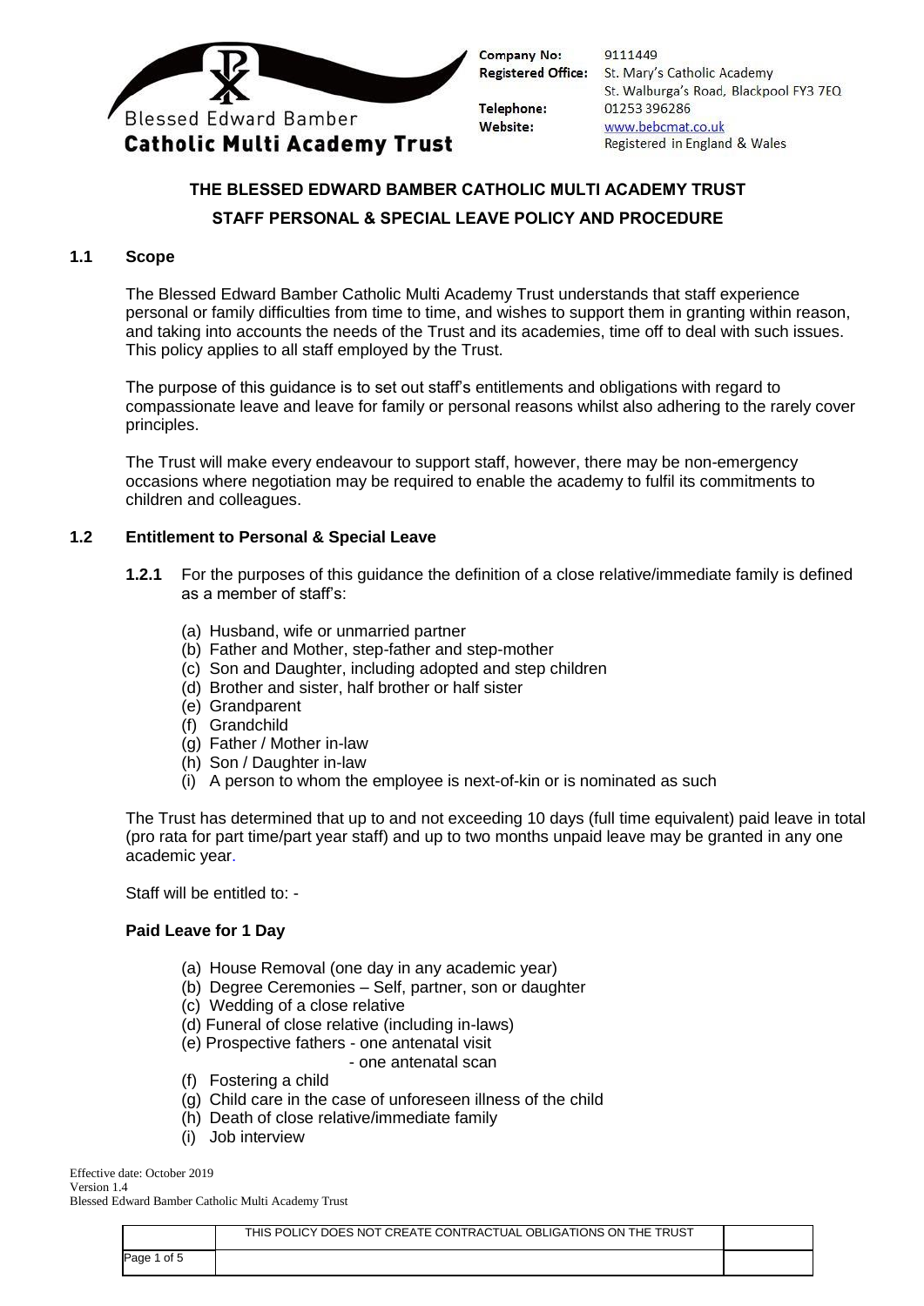Blessed Edward Bamber
**Catholic Multi Academy Trust**

**Company No:** 9111449
**Registered Office:** St. Mary's Catholic Academy
St. Walburga's Road, Blackpool FY3 7EQ
**Telephone:** 01253 396286
**Website:** www.bebcmat.co.uk
Registered in England & Wales

# THE BLESSED EDWARD BAMBER CATHOLIC MULTI ACADEMY TRUST

## STAFF PERSONAL & SPECIAL LEAVE POLICY AND PROCEDURE

### 1.1 Scope

The Blessed Edward Bamber Catholic Multi Academy Trust understands that staff experience personal or family difficulties from time to time, and wishes to support them in granting within reason, and taking into accounts the needs of the Trust and its academies, time off to deal with such issues. This policy applies to all staff employed by the Trust.

The purpose of this guidance is to set out staff's entitlements and obligations with regard to compassionate leave and leave for family or personal reasons whilst also adhering to the rarely cover principles.

The Trust will make every endeavour to support staff, however, there may be non-emergency occasions where negotiation may be required to enable the academy to fulfil its commitments to children and colleagues.

### 1.2 Entitlement to Personal & Special Leave

**1.2.1** For the purposes of this guidance the definition of a close relative/immediate family is defined as a member of staff's:

(a) Husband, wife or unmarried partner
(b) Father and Mother, step-father and step-mother
(c) Son and Daughter, including adopted and step children
(d) Brother and sister, half brother or half sister
(e) Grandparent
(f) Grandchild
(g) Father / Mother in-law
(h) Son / Daughter in-law
(i) A person to whom the employee is next-of-kin or is nominated as such

The Trust has determined that up to and not exceeding 10 days (full time equivalent) paid leave in total (pro rata for part time/part year staff) and up to two months unpaid leave may be granted in any one academic year.

Staff will be entitled to: -

**Paid Leave for 1 Day**

(a) House Removal (one day in any academic year)
(b) Degree Ceremonies – Self, partner, son or daughter
(c) Wedding of a close relative
(d) Funeral of close relative (including in-laws)
(e) Prospective fathers - one antenatal visit
- one antenatal scan
(f) Fostering a child
(g) Child care in the case of unforeseen illness of the child
(h) Death of close relative/immediate family
(i) Job interview

Effective date: October 2019
Version 1.4
Blessed Edward Bamber Catholic Multi Academy Trust

THIS POLICY DOES NOT CREATE CONTRACTUAL OBLIGATIONS ON THE TRUST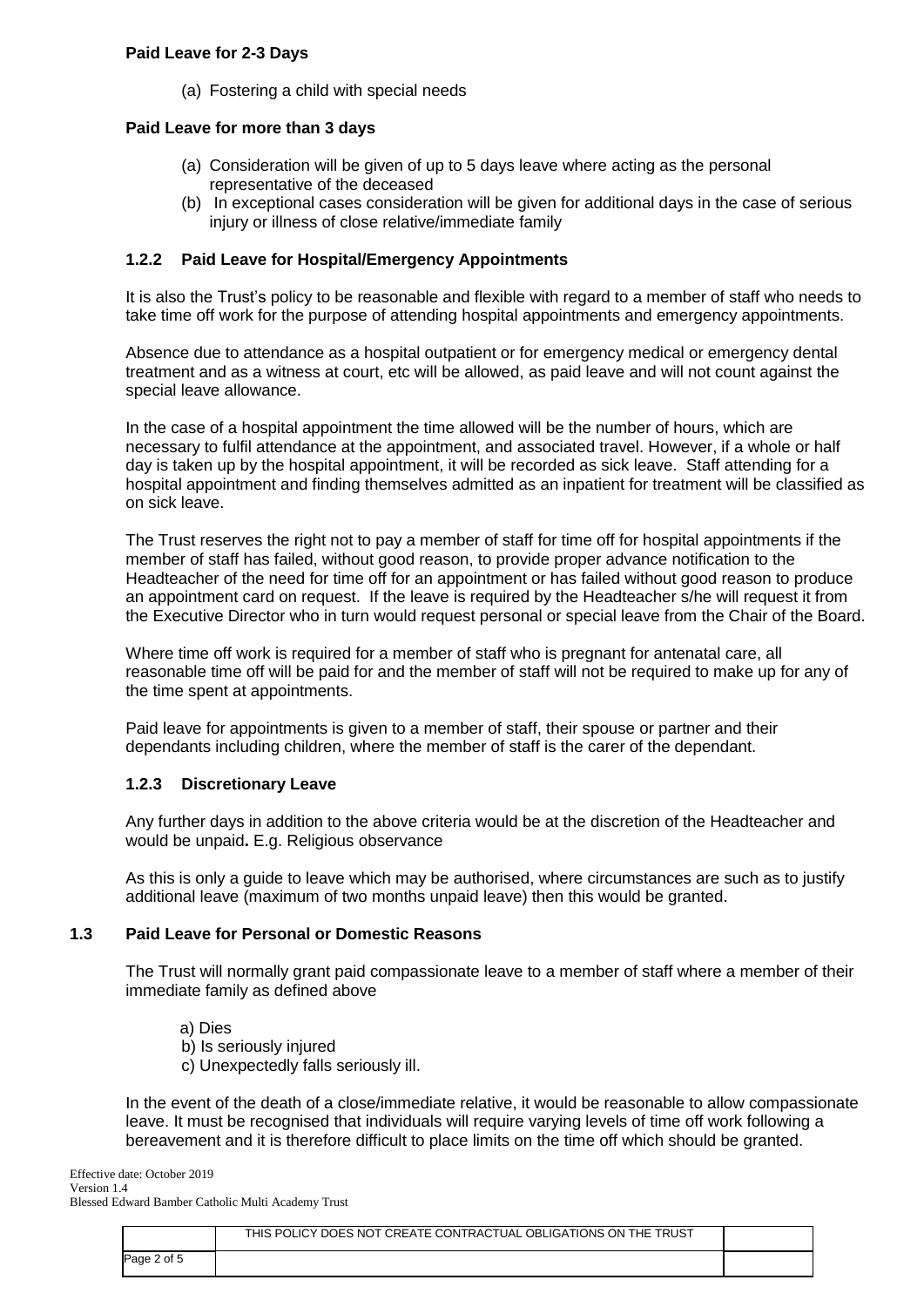**Paid Leave for 2-3 Days**

(a) Fostering a child with special needs

**Paid Leave for more than 3 days**

(a) Consideration will be given of up to 5 days leave where acting as the personal representative of the deceased
(b) In exceptional cases consideration will be given for additional days in the case of serious injury or illness of close relative/immediate family

### 1.2.2 Paid Leave for Hospital/Emergency Appointments

It is also the Trust's policy to be reasonable and flexible with regard to a member of staff who needs to take time off work for the purpose of attending hospital appointments and emergency appointments.

Absence due to attendance as a hospital outpatient or for emergency medical or emergency dental treatment and as a witness at court, etc will be allowed, as paid leave and will not count against the special leave allowance.

In the case of a hospital appointment the time allowed will be the number of hours, which are necessary to fulfil attendance at the appointment, and associated travel. However, if a whole or half day is taken up by the hospital appointment, it will be recorded as sick leave. Staff attending for a hospital appointment and finding themselves admitted as an inpatient for treatment will be classified as on sick leave.

The Trust reserves the right not to pay a member of staff for time off for hospital appointments if the member of staff has failed, without good reason, to provide proper advance notification to the Headteacher of the need for time off for an appointment or has failed without good reason to produce an appointment card on request. If the leave is required by the Headteacher s/he will request it from the Executive Director who in turn would request personal or special leave from the Chair of the Board.

Where time off work is required for a member of staff who is pregnant for antenatal care, all reasonable time off will be paid for and the member of staff will not be required to make up for any of the time spent at appointments.

Paid leave for appointments is given to a member of staff, their spouse or partner and their dependants including children, where the member of staff is the carer of the dependant.

### 1.2.3 Discretionary Leave

Any further days in addition to the above criteria would be at the discretion of the Headteacher and would be unpaid**.** E.g. Religious observance

As this is only a guide to leave which may be authorised, where circumstances are such as to justify additional leave (maximum of two months unpaid leave) then this would be granted.

## 1.3 Paid Leave for Personal or Domestic Reasons

The Trust will normally grant paid compassionate leave to a member of staff where a member of their immediate family as defined above

a) Dies
b) Is seriously injured
c) Unexpectedly falls seriously ill.

In the event of the death of a close/immediate relative, it would be reasonable to allow compassionate leave. It must be recognised that individuals will require varying levels of time off work following a bereavement and it is therefore difficult to place limits on the time off which should be granted.

Effective date: October 2019
Version 1.4
Blessed Edward Bamber Catholic Multi Academy Trust

THIS POLICY DOES NOT CREATE CONTRACTUAL OBLIGATIONS ON THE TRUST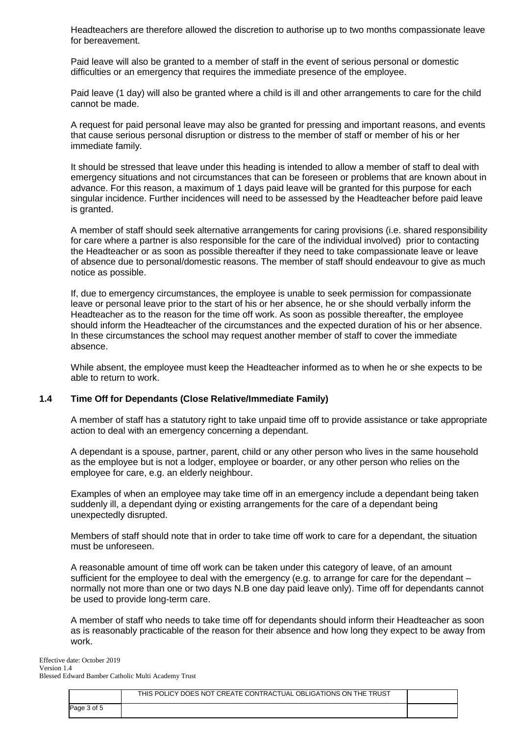Headteachers are therefore allowed the discretion to authorise up to two months compassionate leave for bereavement.

Paid leave will also be granted to a member of staff in the event of serious personal or domestic difficulties or an emergency that requires the immediate presence of the employee.

Paid leave (1 day) will also be granted where a child is ill and other arrangements to care for the child cannot be made.

A request for paid personal leave may also be granted for pressing and important reasons, and events that cause serious personal disruption or distress to the member of staff or member of his or her immediate family.

It should be stressed that leave under this heading is intended to allow a member of staff to deal with emergency situations and not circumstances that can be foreseen or problems that are known about in advance. For this reason, a maximum of 1 days paid leave will be granted for this purpose for each singular incidence. Further incidences will need to be assessed by the Headteacher before paid leave is granted.

A member of staff should seek alternative arrangements for caring provisions (i.e. shared responsibility for care where a partner is also responsible for the care of the individual involved) prior to contacting the Headteacher or as soon as possible thereafter if they need to take compassionate leave or leave of absence due to personal/domestic reasons. The member of staff should endeavour to give as much notice as possible.

If, due to emergency circumstances, the employee is unable to seek permission for compassionate leave or personal leave prior to the start of his or her absence, he or she should verbally inform the Headteacher as to the reason for the time off work. As soon as possible thereafter, the employee should inform the Headteacher of the circumstances and the expected duration of his or her absence. In these circumstances the school may request another member of staff to cover the immediate absence.

While absent, the employee must keep the Headteacher informed as to when he or she expects to be able to return to work.

### 1.4 Time Off for Dependants (Close Relative/Immediate Family)

A member of staff has a statutory right to take unpaid time off to provide assistance or take appropriate action to deal with an emergency concerning a dependant.

A dependant is a spouse, partner, parent, child or any other person who lives in the same household as the employee but is not a lodger, employee or boarder, or any other person who relies on the employee for care, e.g. an elderly neighbour.

Examples of when an employee may take time off in an emergency include a dependant being taken suddenly ill, a dependant dying or existing arrangements for the care of a dependant being unexpectedly disrupted.

Members of staff should note that in order to take time off work to care for a dependant, the situation must be unforeseen.

A reasonable amount of time off work can be taken under this category of leave, of an amount sufficient for the employee to deal with the emergency (e.g. to arrange for care for the dependant – normally not more than one or two days N.B one day paid leave only). Time off for dependants cannot be used to provide long-term care.

A member of staff who needs to take time off for dependants should inform their Headteacher as soon as is reasonably practicable of the reason for their absence and how long they expect to be away from work.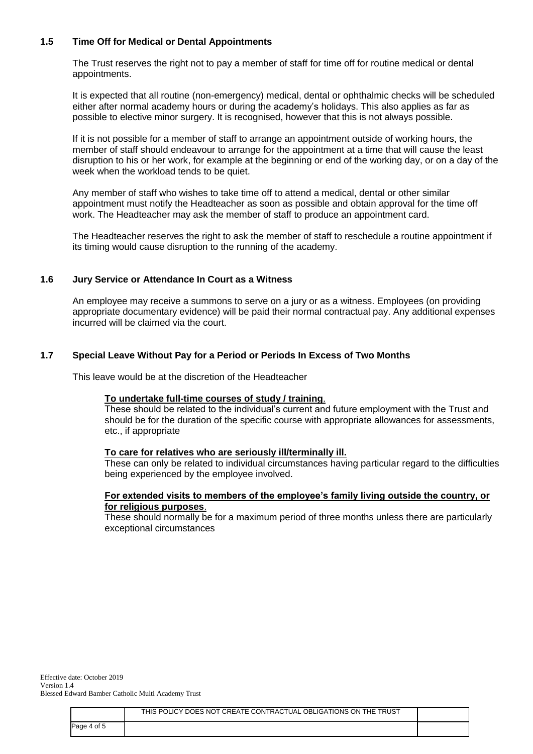### 1.5 Time Off for Medical or Dental Appointments

The Trust reserves the right not to pay a member of staff for time off for routine medical or dental appointments.

It is expected that all routine (non-emergency) medical, dental or ophthalmic checks will be scheduled either after normal academy hours or during the academy's holidays. This also applies as far as possible to elective minor surgery. It is recognised, however that this is not always possible.

If it is not possible for a member of staff to arrange an appointment outside of working hours, the member of staff should endeavour to arrange for the appointment at a time that will cause the least disruption to his or her work, for example at the beginning or end of the working day, or on a day of the week when the workload tends to be quiet.

Any member of staff who wishes to take time off to attend a medical, dental or other similar appointment must notify the Headteacher as soon as possible and obtain approval for the time off work. The Headteacher may ask the member of staff to produce an appointment card.

The Headteacher reserves the right to ask the member of staff to reschedule a routine appointment if its timing would cause disruption to the running of the academy.

### 1.6 Jury Service or Attendance In Court as a Witness

An employee may receive a summons to serve on a jury or as a witness. Employees (on providing appropriate documentary evidence) will be paid their normal contractual pay. Any additional expenses incurred will be claimed via the court.

### 1.7 Special Leave Without Pay for a Period or Periods In Excess of Two Months

This leave would be at the discretion of the Headteacher

**To undertake full-time courses of study / training**.
These should be related to the individual's current and future employment with the Trust and should be for the duration of the specific course with appropriate allowances for assessments, etc., if appropriate

**To care for relatives who are seriously ill/terminally ill.**
These can only be related to individual circumstances having particular regard to the difficulties being experienced by the employee involved.

**For extended visits to members of the employee's family living outside the country, or for religious purposes**.
These should normally be for a maximum period of three months unless there are particularly exceptional circumstances

Effective date: October 2019
Version 1.4
Blessed Edward Bamber Catholic Multi Academy Trust

THIS POLICY DOES NOT CREATE CONTRACTUAL OBLIGATIONS ON THE TRUST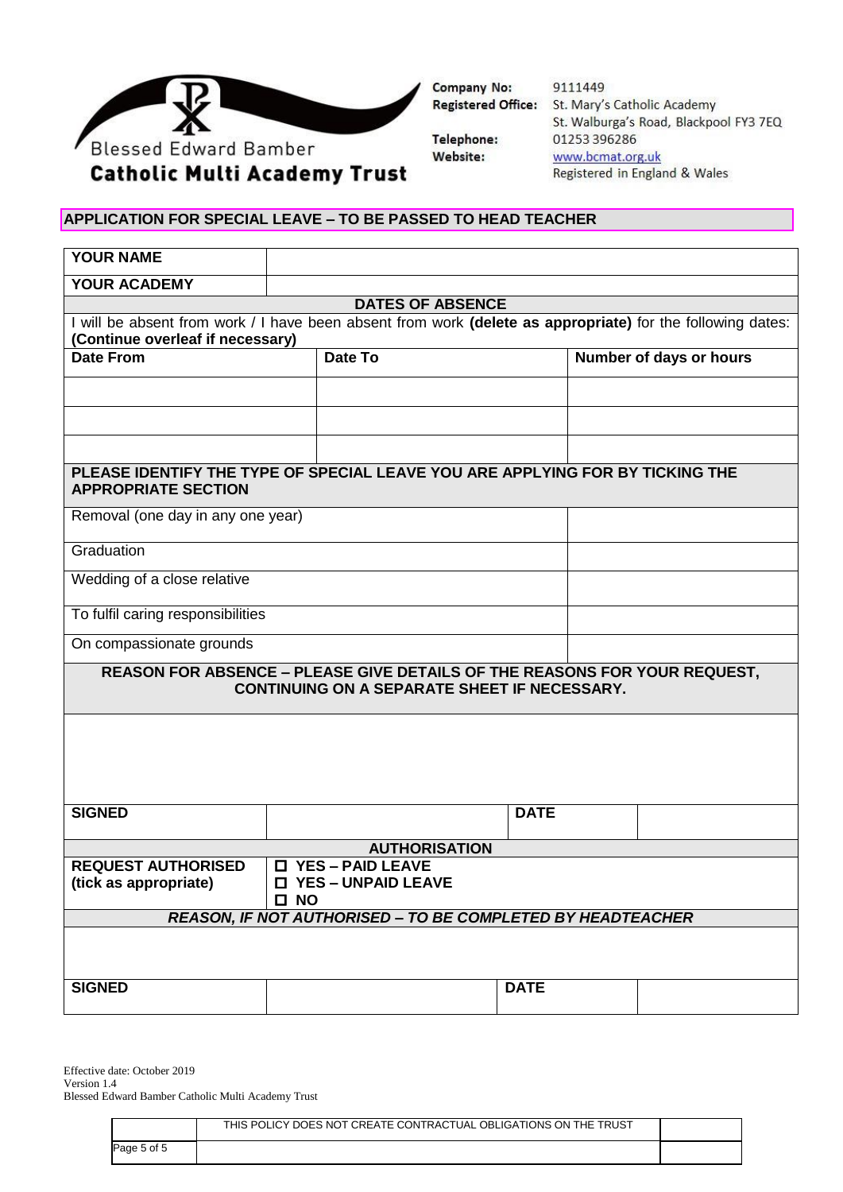Blessed Edward Bamber
**Catholic Multi Academy Trust**

**Company No:** 9111449
**Registered Office:** St. Mary's Catholic Academy, St. Walburga's Road, Blackpool FY3 7EQ
**Telephone:** 01253 396286
**Website:** www.bcmat.org.uk
Registered in England & Wales

## APPLICATION FOR SPECIAL LEAVE – TO BE PASSED TO HEAD TEACHER

| | |
|---|---|
| **YOUR NAME** | |
| **YOUR ACADEMY** | |

**DATES OF ABSENCE**

I will be absent from work / I have been absent from work **(delete as appropriate)** for the following dates: **(Continue overleaf if necessary)**

| **Date From** | **Date To** | **Number of days or hours** |
|---|---|---|
| | | |
| | | |
| | | |

**PLEASE IDENTIFY THE TYPE OF SPECIAL LEAVE YOU ARE APPLYING FOR BY TICKING THE APPROPRIATE SECTION**

| | |
|---|---|
| Removal (one day in any one year) | |
| Graduation | |
| Wedding of a close relative | |
| To fulfil caring responsibilities | |
| On compassionate grounds | |

**REASON FOR ABSENCE – PLEASE GIVE DETAILS OF THE REASONS FOR YOUR REQUEST, CONTINUING ON A SEPARATE SHEET IF NECESSARY.**

| | | | |
|---|---|---|---|
| **SIGNED** | | **DATE** | |

**AUTHORISATION**

| | |
|---|---|
| **REQUEST AUTHORISED (tick as appropriate)** | ☐ **YES – PAID LEAVE**<br>☐ **YES – UNPAID LEAVE**<br>☐ **NO** |

***REASON, IF NOT AUTHORISED – TO BE COMPLETED BY HEADTEACHER***

| | | | |
|---|---|---|---|
| **SIGNED** | | **DATE** | |

Effective date: October 2019
Version 1.4
Blessed Edward Bamber Catholic Multi Academy Trust

THIS POLICY DOES NOT CREATE CONTRACTUAL OBLIGATIONS ON THE TRUST